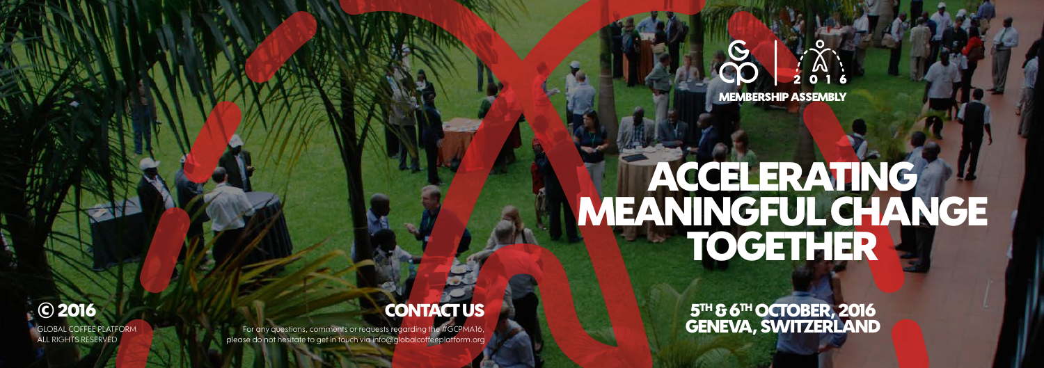MEMBERSHIP ASSEMBLY

2016

# ACCELERATING MEANINGFUL CHANGE TOGETHER

5TH & 6TH OCTOBER, 2016
GENEVA, SWITZERLAND

## © 2016

GLOBAL COFFEE PLATFORM
ALL RIGHTS RESERVED

## CONTACT US

For any questions, comments or requests regarding the #GCPMA16, please do not hesitate to get in touch via info@globalcoffeeplatform.org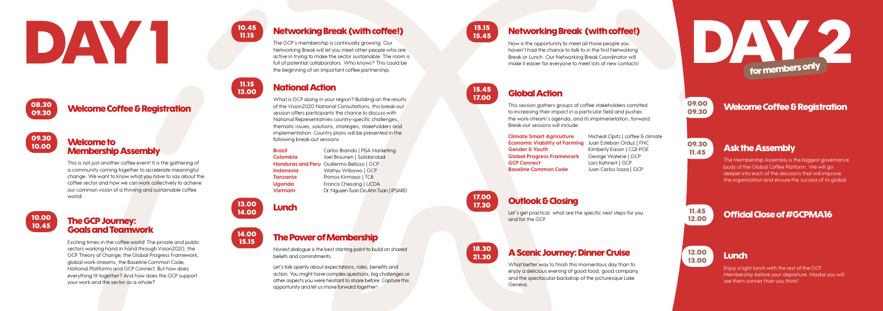# DAY 1

08.30 – 09.30

## Welcome Coffee & Registration

09.30 – 10.00

## Welcome to Membership Assembly

This is not just another coffee event! It is the gathering of a community coming together to accelerate meaningful change. We want to know what you have to say about the coffee sector and how we can work collectively to achieve our common vision of a thriving and sustainable coffee world!

10.00 – 10.45

## The GCP Journey: Goals and Teamwork

Exciting times in the coffee world! The private and public sectors working hand in hand through Vision2020, the GCP Theory of Change, the Global Progress Framework, global work-streams, the Baseline Common Code, National Platforms and GCP Connect. But how does everything fit together? And how does the GCP support your work and the sector as a whole?

10.45 – 11.15

## Networking Break (with coffee!)

The GCP's membership is continually growing. Our Networking Break will let you meet other people who are active in trying to make the sector sustainable. The room is full of potential collaborators. Who knows? This could be the beginning of an important coffee partnership.

11.15 – 13.00

## National Action

What is GCP doing in your region? Building on the results of the Vision2020 National Consultations, this break-out session offers participants the chance to discuss with National Representatives country-specific challenges, thematic issues, solutions, strategies, stakeholders and implementation. Country plans will be presented in the following break-out sessions:

| | |
|---|---|
| **Brazil** | Carlos Brando \| P&A Marketing |
| **Colombia** | Joel Brounen \| Solidaridad |
| **Honduras and Peru** | Guillermo Belloso \| GCP |
| **Indonesia** | Wahyu Wibowo \| GCP |
| **Tanzania** | Primos Kirmayo \| TCB |
| **Uganda** | Francis Chesang \| UCDA |
| **Vietnam** | Dr. Nguyen Tuan Do Ahn Tuan \| IPSARD |

13.00 – 14.00

## Lunch

14.00 – 15.15

## The Power of Membership

Honest dialogue is the best starting point to build on shared beliefs and commitments.

Let's talk openly about expectations, roles, benefits and action. You might have complex questions, big challenges or other aspects you were hesitant to share before. Capture this opportunity and let us move forward together!

15.15 – 15.45

## Networking Break (with coffee!)

Now is the opportunity to meet all those people you haven't had the chance to talk to in the first Networking Break or Lunch. Our Networking Break Coordinator will make it easier for everyone to meet lots of new contacts!

15.45 – 17.00

## Global Action

This session gathers groups of coffee stakeholders comitted to increasing their impact in a particular field and pushes the work-stream's agenda, and its implmenetation, forward. Break-out sessions will include:

| | |
|---|---|
| **Climate Smart Agriculture** | Micheal Opitz \| coffee & climate |
| **Economic Viability of Farming** | Juan Esteban Orduz \| FNC |
| **Gender & Youth** | Kimberly Easson \| CQI-PGE |
| **Global Progress Framework** | George Watene \| GCP |
| **GCP Connect** | Lars Kahnert \| GCP |
| **Baseline Common Code** | Juan Carlos Isaza \| GCP |

17.00 – 17.30

## Outlook & Closing

Let's get practical: what are the specific next steps for you and for the GCP.

18.30 – 21.30

## A Scenic Journey: Dinner Cruise

What better way to finish this momentous day than to enjoy a delicious evening of good food, good company, and the spectacular backdrop of the picturesque Lake Geneva.

# DAY 2

for members only

09.00 – 09.30

## Welcome Coffee & Registration

09.30 – 11.45

## Ask the Assembly

The Membership Assembly is the biggest governance body of the Global Coffee Platform. We will go deeper into each of the decisions that will improve the organization and ensure the success of its global

11.45 – 12.00

## Official Close of #GCPMA16

12.00 – 13.00

## Lunch

Enjoy a light lunch with the rest of the GCP Membership before your departure. Maybe you will see them sonner than you think!